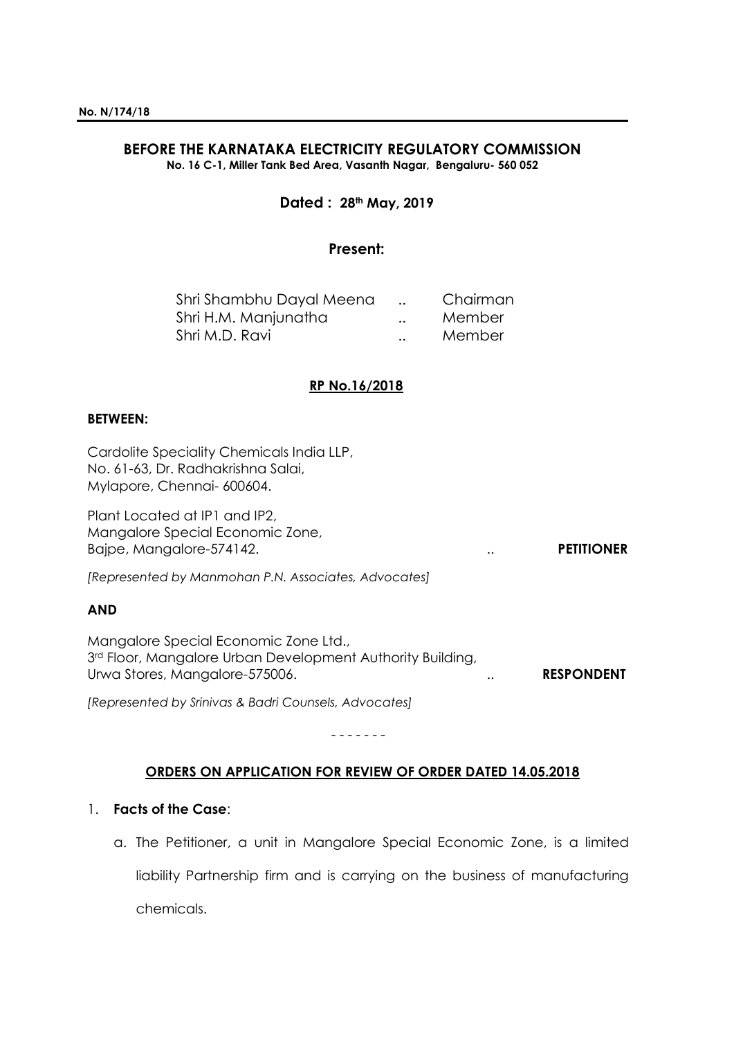**No. N/174/18**

# BEFORE THE KARNATAKA ELECTRICITY REGULATORY COMMISSION

**No. 16 C-1, Miller Tank Bed Area, Vasanth Nagar, Bengaluru- 560 052**

**Dated : 28th May, 2019**

**Present:**

| | | |
|---|---|---|
| Shri Shambhu Dayal Meena | .. | Chairman |
| Shri H.M. Manjunatha | .. | Member |
| Shri M.D. Ravi | .. | Member |

**RP No.16/2018**

**BETWEEN:**

Cardolite Speciality Chemicals India LLP,
No. 61-63, Dr. Radhakrishna Salai,
Mylapore, Chennai- 600604.

Plant Located at IP1 and IP2,
Mangalore Special Economic Zone,
Bajpe, Mangalore-574142. .. **PETITIONER**

*[Represented by Manmohan P.N. Associates, Advocates]*

**AND**

Mangalore Special Economic Zone Ltd.,
3rd Floor, Mangalore Urban Development Authority Building,
Urwa Stores, Mangalore-575006. .. **RESPONDENT**

*[Represented by Srinivas & Badri Counsels, Advocates]*

\- - - - - - -

**ORDERS ON APPLICATION FOR REVIEW OF ORDER DATED 14.05.2018**

1. **Facts of the Case**:

   a. The Petitioner, a unit in Mangalore Special Economic Zone, is a limited liability Partnership firm and is carrying on the business of manufacturing chemicals.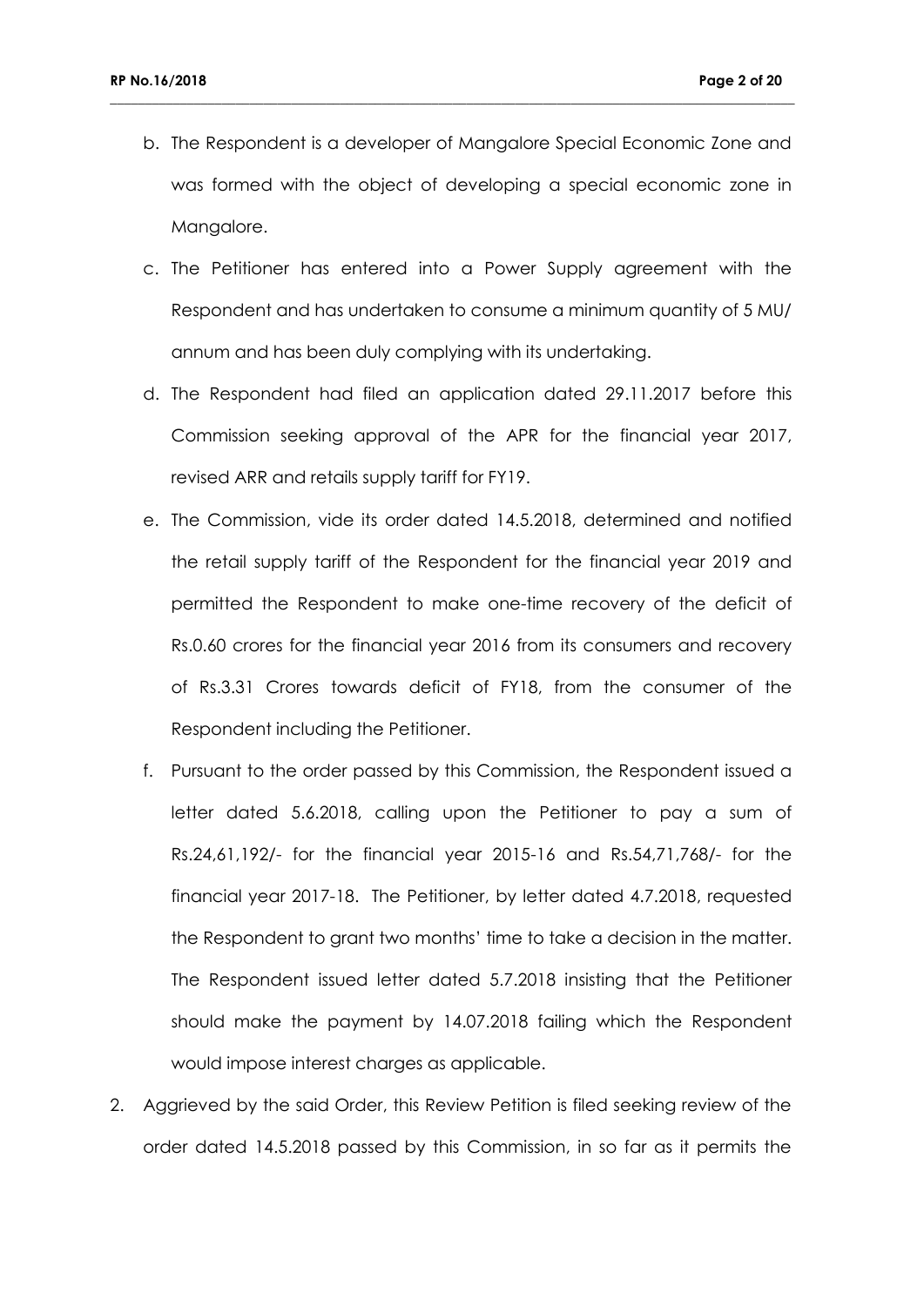b. The Respondent is a developer of Mangalore Special Economic Zone and was formed with the object of developing a special economic zone in Mangalore.

c. The Petitioner has entered into a Power Supply agreement with the Respondent and has undertaken to consume a minimum quantity of 5 MU/ annum and has been duly complying with its undertaking.

d. The Respondent had filed an application dated 29.11.2017 before this Commission seeking approval of the APR for the financial year 2017, revised ARR and retails supply tariff for FY19.

e. The Commission, vide its order dated 14.5.2018, determined and notified the retail supply tariff of the Respondent for the financial year 2019 and permitted the Respondent to make one-time recovery of the deficit of Rs.0.60 crores for the financial year 2016 from its consumers and recovery of Rs.3.31 Crores towards deficit of FY18, from the consumer of the Respondent including the Petitioner.

f. Pursuant to the order passed by this Commission, the Respondent issued a letter dated 5.6.2018, calling upon the Petitioner to pay a sum of Rs.24,61,192/- for the financial year 2015-16 and Rs.54,71,768/- for the financial year 2017-18. The Petitioner, by letter dated 4.7.2018, requested the Respondent to grant two months' time to take a decision in the matter. The Respondent issued letter dated 5.7.2018 insisting that the Petitioner should make the payment by 14.07.2018 failing which the Respondent would impose interest charges as applicable.

2. Aggrieved by the said Order, this Review Petition is filed seeking review of the order dated 14.5.2018 passed by this Commission, in so far as it permits the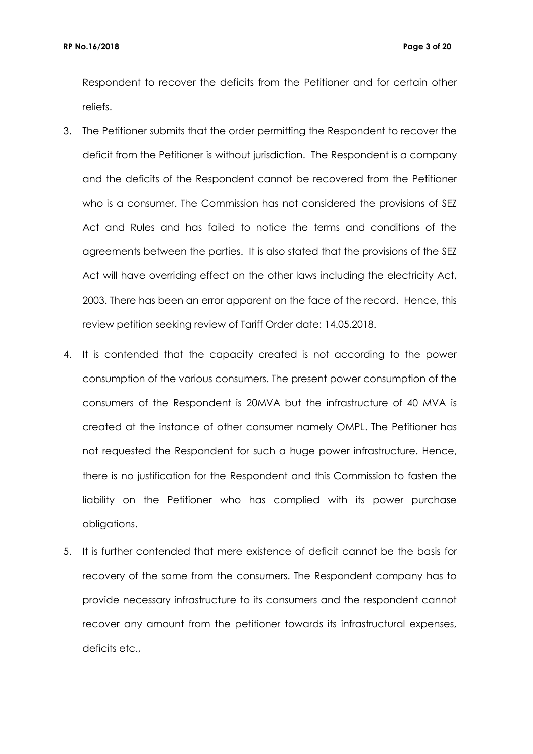Respondent to recover the deficits from the Petitioner and for certain other reliefs.

3. The Petitioner submits that the order permitting the Respondent to recover the deficit from the Petitioner is without jurisdiction. The Respondent is a company and the deficits of the Respondent cannot be recovered from the Petitioner who is a consumer. The Commission has not considered the provisions of SEZ Act and Rules and has failed to notice the terms and conditions of the agreements between the parties. It is also stated that the provisions of the SEZ Act will have overriding effect on the other laws including the electricity Act, 2003. There has been an error apparent on the face of the record. Hence, this review petition seeking review of Tariff Order date: 14.05.2018.

4. It is contended that the capacity created is not according to the power consumption of the various consumers. The present power consumption of the consumers of the Respondent is 20MVA but the infrastructure of 40 MVA is created at the instance of other consumer namely OMPL. The Petitioner has not requested the Respondent for such a huge power infrastructure. Hence, there is no justification for the Respondent and this Commission to fasten the liability on the Petitioner who has complied with its power purchase obligations.

5. It is further contended that mere existence of deficit cannot be the basis for recovery of the same from the consumers. The Respondent company has to provide necessary infrastructure to its consumers and the respondent cannot recover any amount from the petitioner towards its infrastructural expenses, deficits etc.,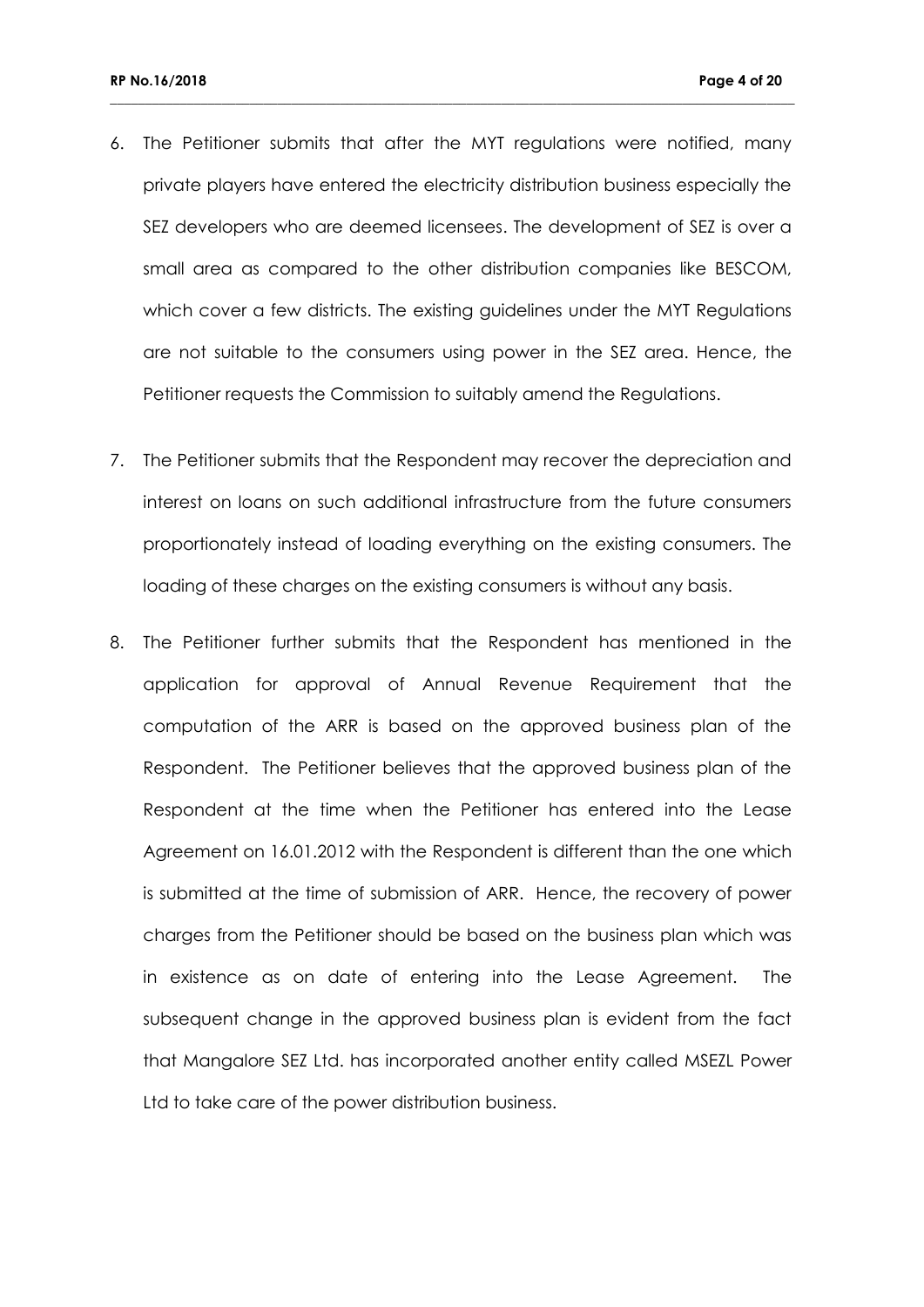6. The Petitioner submits that after the MYT regulations were notified, many private players have entered the electricity distribution business especially the SEZ developers who are deemed licensees. The development of SEZ is over a small area as compared to the other distribution companies like BESCOM, which cover a few districts. The existing guidelines under the MYT Regulations are not suitable to the consumers using power in the SEZ area. Hence, the Petitioner requests the Commission to suitably amend the Regulations.

7. The Petitioner submits that the Respondent may recover the depreciation and interest on loans on such additional infrastructure from the future consumers proportionately instead of loading everything on the existing consumers. The loading of these charges on the existing consumers is without any basis.

8. The Petitioner further submits that the Respondent has mentioned in the application for approval of Annual Revenue Requirement that the computation of the ARR is based on the approved business plan of the Respondent. The Petitioner believes that the approved business plan of the Respondent at the time when the Petitioner has entered into the Lease Agreement on 16.01.2012 with the Respondent is different than the one which is submitted at the time of submission of ARR. Hence, the recovery of power charges from the Petitioner should be based on the business plan which was in existence as on date of entering into the Lease Agreement. The subsequent change in the approved business plan is evident from the fact that Mangalore SEZ Ltd. has incorporated another entity called MSEZL Power Ltd to take care of the power distribution business.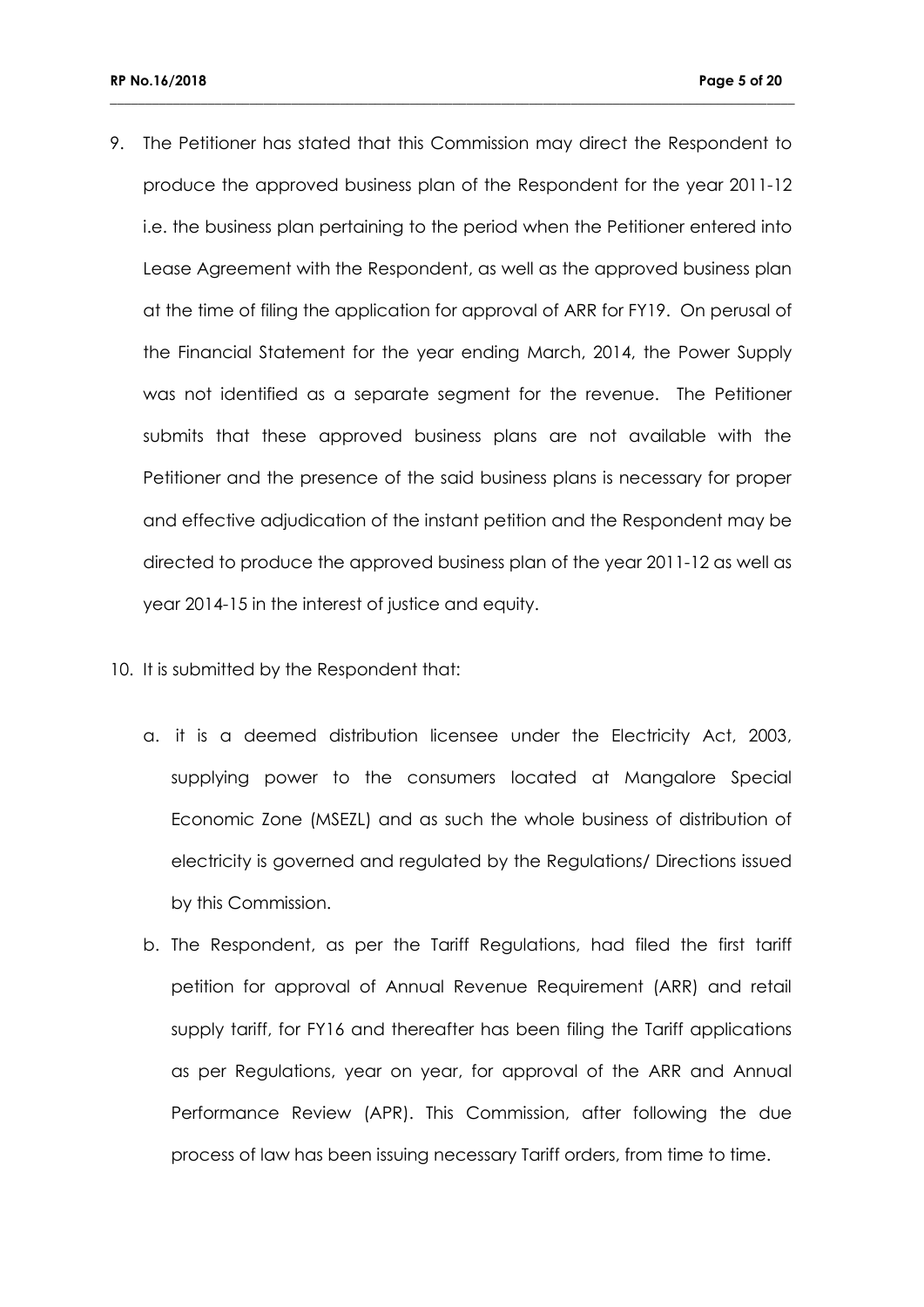9. The Petitioner has stated that this Commission may direct the Respondent to produce the approved business plan of the Respondent for the year 2011-12 i.e. the business plan pertaining to the period when the Petitioner entered into Lease Agreement with the Respondent, as well as the approved business plan at the time of filing the application for approval of ARR for FY19. On perusal of the Financial Statement for the year ending March, 2014, the Power Supply was not identified as a separate segment for the revenue. The Petitioner submits that these approved business plans are not available with the Petitioner and the presence of the said business plans is necessary for proper and effective adjudication of the instant petition and the Respondent may be directed to produce the approved business plan of the year 2011-12 as well as year 2014-15 in the interest of justice and equity.

10. It is submitted by the Respondent that:

    a. it is a deemed distribution licensee under the Electricity Act, 2003, supplying power to the consumers located at Mangalore Special Economic Zone (MSEZL) and as such the whole business of distribution of electricity is governed and regulated by the Regulations/ Directions issued by this Commission.

    b. The Respondent, as per the Tariff Regulations, had filed the first tariff petition for approval of Annual Revenue Requirement (ARR) and retail supply tariff, for FY16 and thereafter has been filing the Tariff applications as per Regulations, year on year, for approval of the ARR and Annual Performance Review (APR). This Commission, after following the due process of law has been issuing necessary Tariff orders, from time to time.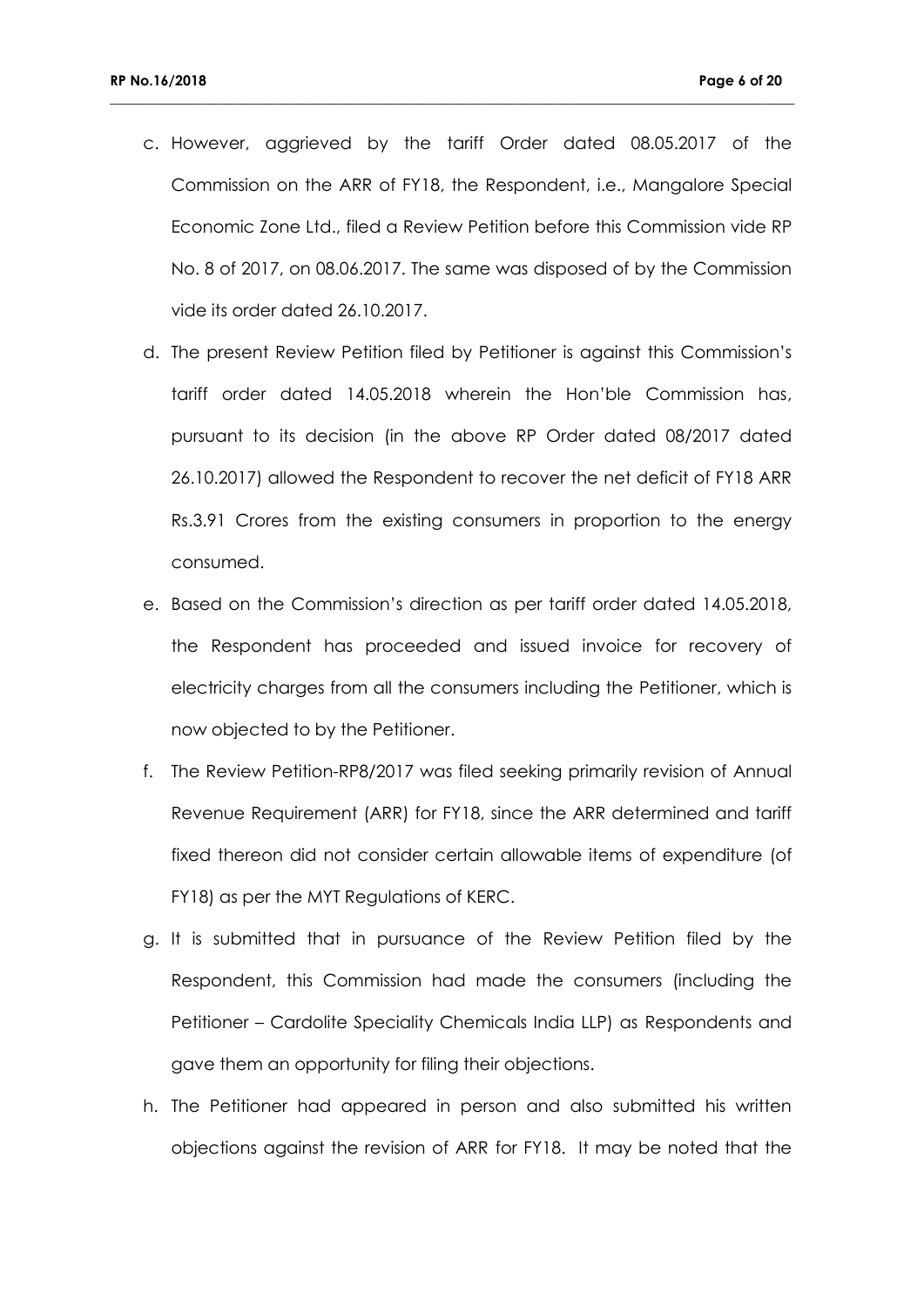c. However, aggrieved by the tariff Order dated 08.05.2017 of the Commission on the ARR of FY18, the Respondent, i.e., Mangalore Special Economic Zone Ltd., filed a Review Petition before this Commission vide RP No. 8 of 2017, on 08.06.2017. The same was disposed of by the Commission vide its order dated 26.10.2017.

d. The present Review Petition filed by Petitioner is against this Commission's tariff order dated 14.05.2018 wherein the Hon'ble Commission has, pursuant to its decision (in the above RP Order dated 08/2017 dated 26.10.2017) allowed the Respondent to recover the net deficit of FY18 ARR Rs.3.91 Crores from the existing consumers in proportion to the energy consumed.

e. Based on the Commission's direction as per tariff order dated 14.05.2018, the Respondent has proceeded and issued invoice for recovery of electricity charges from all the consumers including the Petitioner, which is now objected to by the Petitioner.

f. The Review Petition-RP8/2017 was filed seeking primarily revision of Annual Revenue Requirement (ARR) for FY18, since the ARR determined and tariff fixed thereon did not consider certain allowable items of expenditure (of FY18) as per the MYT Regulations of KERC.

g. It is submitted that in pursuance of the Review Petition filed by the Respondent, this Commission had made the consumers (including the Petitioner – Cardolite Speciality Chemicals India LLP) as Respondents and gave them an opportunity for filing their objections.

h. The Petitioner had appeared in person and also submitted his written objections against the revision of ARR for FY18. It may be noted that the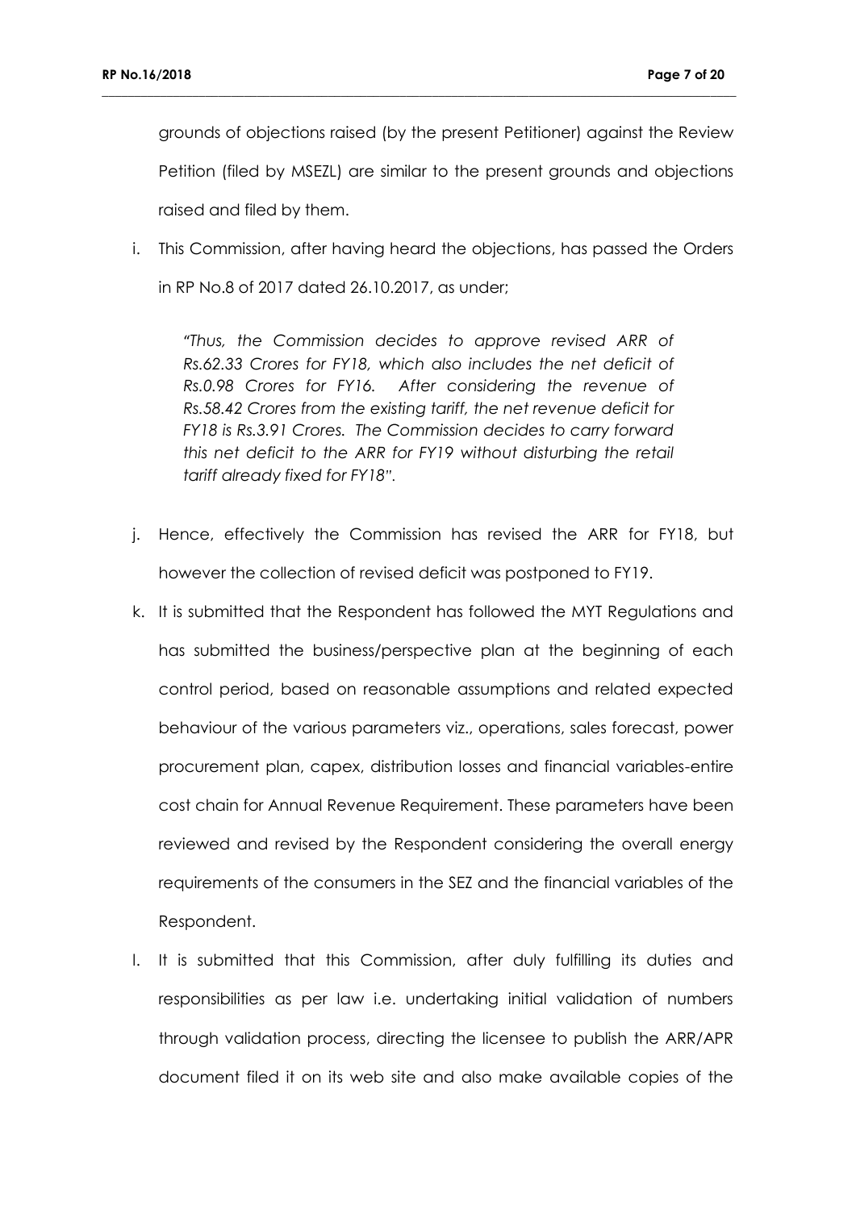grounds of objections raised (by the present Petitioner) against the Review Petition (filed by MSEZL) are similar to the present grounds and objections raised and filed by them.

i. This Commission, after having heard the objections, has passed the Orders in RP No.8 of 2017 dated 26.10.2017, as under;

   > *"Thus, the Commission decides to approve revised ARR of Rs.62.33 Crores for FY18, which also includes the net deficit of Rs.0.98 Crores for FY16. After considering the revenue of Rs.58.42 Crores from the existing tariff, the net revenue deficit for FY18 is Rs.3.91 Crores. The Commission decides to carry forward this net deficit to the ARR for FY19 without disturbing the retail tariff already fixed for FY18".*

j. Hence, effectively the Commission has revised the ARR for FY18, but however the collection of revised deficit was postponed to FY19.

k. It is submitted that the Respondent has followed the MYT Regulations and has submitted the business/perspective plan at the beginning of each control period, based on reasonable assumptions and related expected behaviour of the various parameters viz., operations, sales forecast, power procurement plan, capex, distribution losses and financial variables-entire cost chain for Annual Revenue Requirement. These parameters have been reviewed and revised by the Respondent considering the overall energy requirements of the consumers in the SEZ and the financial variables of the Respondent.

l. It is submitted that this Commission, after duly fulfilling its duties and responsibilities as per law i.e. undertaking initial validation of numbers through validation process, directing the licensee to publish the ARR/APR document filed it on its web site and also make available copies of the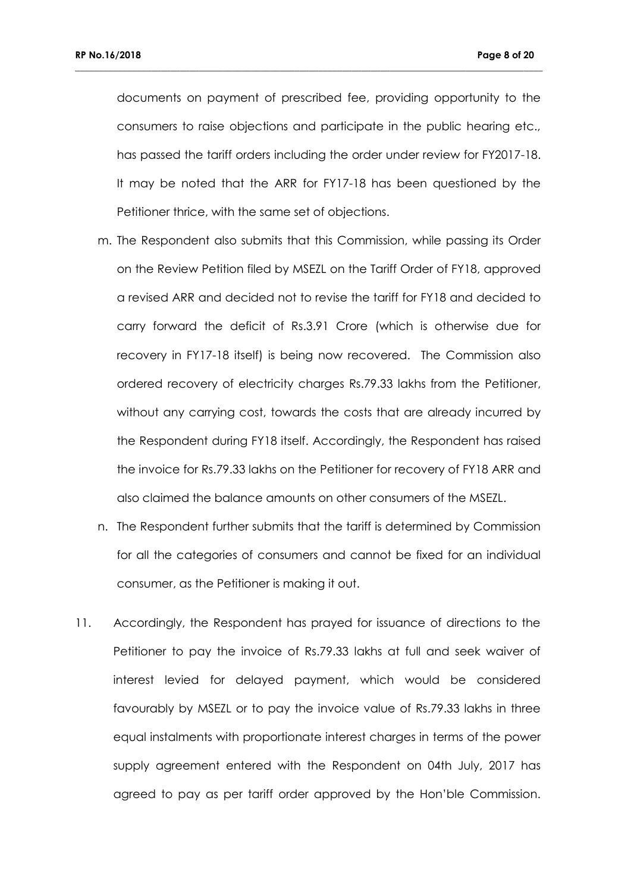documents on payment of prescribed fee, providing opportunity to the consumers to raise objections and participate in the public hearing etc., has passed the tariff orders including the order under review for FY2017-18. It may be noted that the ARR for FY17-18 has been questioned by the Petitioner thrice, with the same set of objections.

m. The Respondent also submits that this Commission, while passing its Order on the Review Petition filed by MSEZL on the Tariff Order of FY18, approved a revised ARR and decided not to revise the tariff for FY18 and decided to carry forward the deficit of Rs.3.91 Crore (which is otherwise due for recovery in FY17-18 itself) is being now recovered. The Commission also ordered recovery of electricity charges Rs.79.33 lakhs from the Petitioner, without any carrying cost, towards the costs that are already incurred by the Respondent during FY18 itself. Accordingly, the Respondent has raised the invoice for Rs.79.33 lakhs on the Petitioner for recovery of FY18 ARR and also claimed the balance amounts on other consumers of the MSEZL.

n. The Respondent further submits that the tariff is determined by Commission for all the categories of consumers and cannot be fixed for an individual consumer, as the Petitioner is making it out.

11. Accordingly, the Respondent has prayed for issuance of directions to the Petitioner to pay the invoice of Rs.79.33 lakhs at full and seek waiver of interest levied for delayed payment, which would be considered favourably by MSEZL or to pay the invoice value of Rs.79.33 lakhs in three equal instalments with proportionate interest charges in terms of the power supply agreement entered with the Respondent on 04th July, 2017 has agreed to pay as per tariff order approved by the Hon'ble Commission.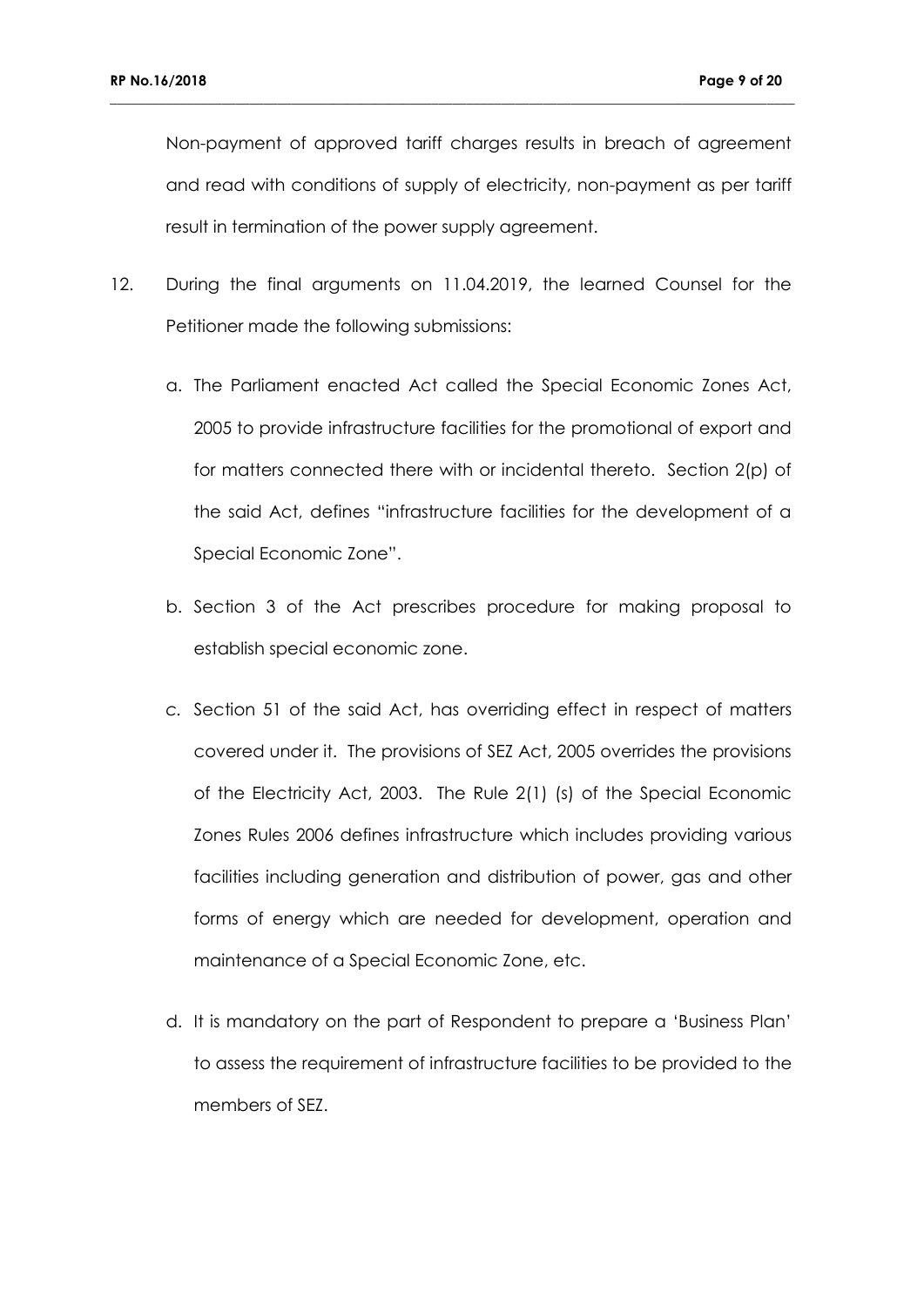Non-payment of approved tariff charges results in breach of agreement and read with conditions of supply of electricity, non-payment as per tariff result in termination of the power supply agreement.

12. During the final arguments on 11.04.2019, the learned Counsel for the Petitioner made the following submissions:

    a. The Parliament enacted Act called the Special Economic Zones Act, 2005 to provide infrastructure facilities for the promotional of export and for matters connected there with or incidental thereto. Section 2(p) of the said Act, defines "infrastructure facilities for the development of a Special Economic Zone".

    b. Section 3 of the Act prescribes procedure for making proposal to establish special economic zone.

    c. Section 51 of the said Act, has overriding effect in respect of matters covered under it. The provisions of SEZ Act, 2005 overrides the provisions of the Electricity Act, 2003. The Rule 2(1) (s) of the Special Economic Zones Rules 2006 defines infrastructure which includes providing various facilities including generation and distribution of power, gas and other forms of energy which are needed for development, operation and maintenance of a Special Economic Zone, etc.

    d. It is mandatory on the part of Respondent to prepare a 'Business Plan' to assess the requirement of infrastructure facilities to be provided to the members of SEZ.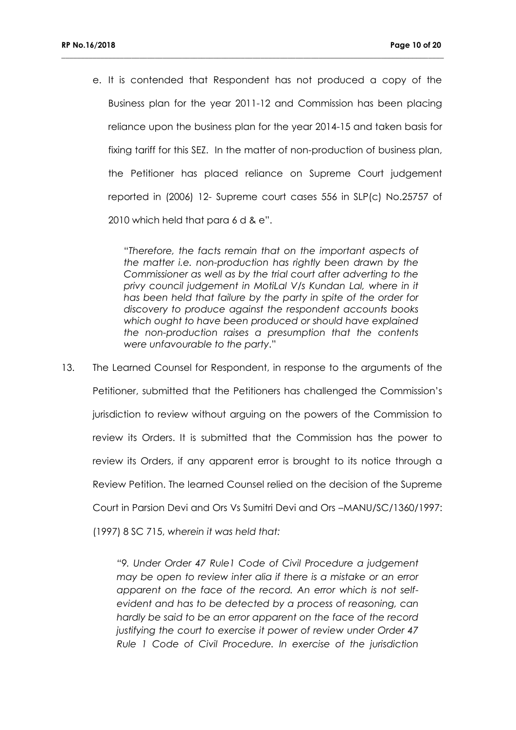e. It is contended that Respondent has not produced a copy of the Business plan for the year 2011-12 and Commission has been placing reliance upon the business plan for the year 2014-15 and taken basis for fixing tariff for this SEZ. In the matter of non-production of business plan, the Petitioner has placed reliance on Supreme Court judgement reported in (2006) 12- Supreme court cases 556 in SLP(c) No.25757 of 2010 which held that para 6 d & e".

> "*Therefore, the facts remain that on the important aspects of the matter i.e. non-production has rightly been drawn by the Commissioner as well as by the trial court after adverting to the privy council judgement in MotiLal V/s Kundan Lal, where in it has been held that failure by the party in spite of the order for discovery to produce against the respondent accounts books which ought to have been produced or should have explained the non-production raises a presumption that the contents were unfavourable to the party*."

13. The Learned Counsel for Respondent, in response to the arguments of the Petitioner, submitted that the Petitioners has challenged the Commission's jurisdiction to review without arguing on the powers of the Commission to review its Orders. It is submitted that the Commission has the power to review its Orders, if any apparent error is brought to its notice through a Review Petition. The learned Counsel relied on the decision of the Supreme Court in Parsion Devi and Ors Vs Sumitri Devi and Ors –MANU/SC/1360/1997: (1997) 8 SC 715, *wherein it was held that:*

> *"9. Under Order 47 Rule1 Code of Civil Procedure a judgement may be open to review inter alia if there is a mistake or an error apparent on the face of the record. An error which is not self-evident and has to be detected by a process of reasoning, can hardly be said to be an error apparent on the face of the record justifying the court to exercise it power of review under Order 47 Rule 1 Code of Civil Procedure. In exercise of the jurisdiction*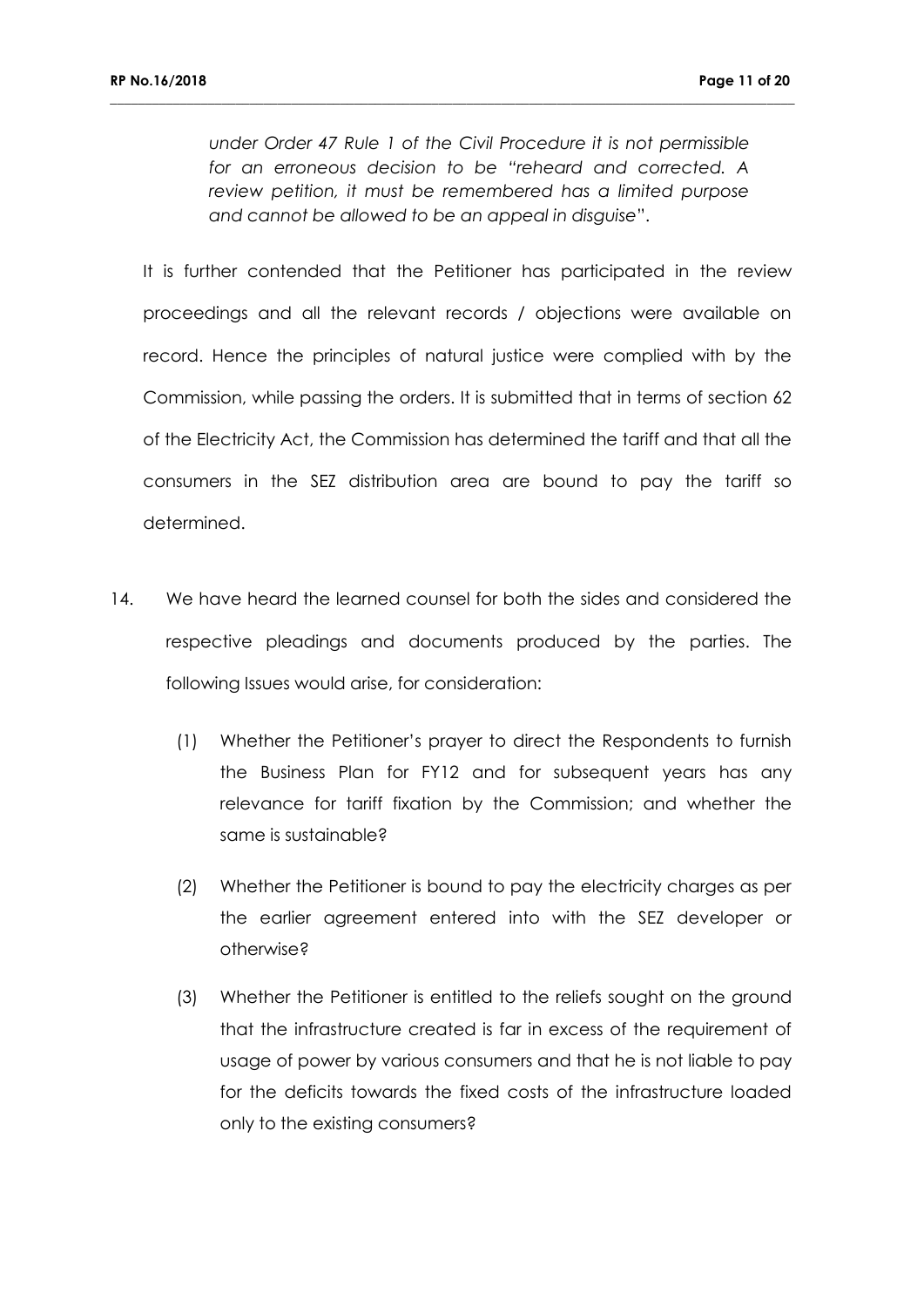*under Order 47 Rule 1 of the Civil Procedure it is not permissible for an erroneous decision to be "reheard and corrected. A review petition, it must be remembered has a limited purpose and cannot be allowed to be an appeal in disguise*".

It is further contended that the Petitioner has participated in the review proceedings and all the relevant records / objections were available on record. Hence the principles of natural justice were complied with by the Commission, while passing the orders. It is submitted that in terms of section 62 of the Electricity Act, the Commission has determined the tariff and that all the consumers in the SEZ distribution area are bound to pay the tariff so determined.

14. We have heard the learned counsel for both the sides and considered the respective pleadings and documents produced by the parties. The following Issues would arise, for consideration:

    (1) Whether the Petitioner's prayer to direct the Respondents to furnish the Business Plan for FY12 and for subsequent years has any relevance for tariff fixation by the Commission; and whether the same is sustainable?

    (2) Whether the Petitioner is bound to pay the electricity charges as per the earlier agreement entered into with the SEZ developer or otherwise?

    (3) Whether the Petitioner is entitled to the reliefs sought on the ground that the infrastructure created is far in excess of the requirement of usage of power by various consumers and that he is not liable to pay for the deficits towards the fixed costs of the infrastructure loaded only to the existing consumers?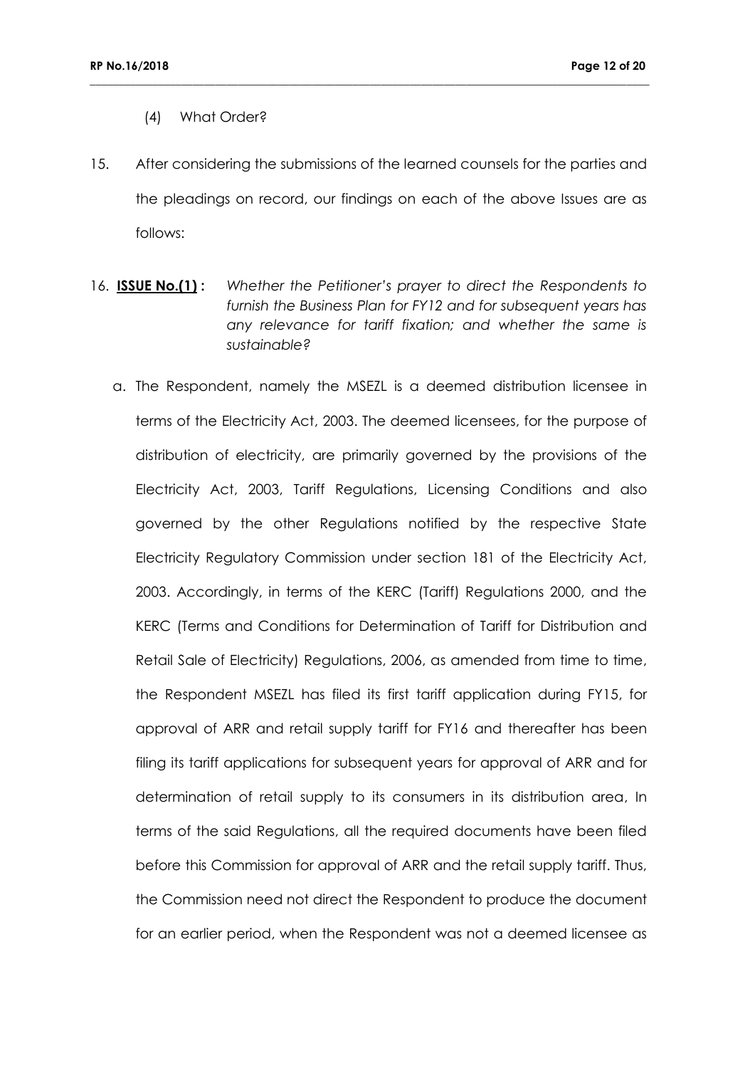(4) What Order?

15. After considering the submissions of the learned counsels for the parties and the pleadings on record, our findings on each of the above Issues are as follows:

16. **<u>ISSUE No.(1)</u> :** *Whether the Petitioner's prayer to direct the Respondents to furnish the Business Plan for FY12 and for subsequent years has any relevance for tariff fixation; and whether the same is sustainable?*

   a. The Respondent, namely the MSEZL is a deemed distribution licensee in terms of the Electricity Act, 2003. The deemed licensees, for the purpose of distribution of electricity, are primarily governed by the provisions of the Electricity Act, 2003, Tariff Regulations, Licensing Conditions and also governed by the other Regulations notified by the respective State Electricity Regulatory Commission under section 181 of the Electricity Act, 2003. Accordingly, in terms of the KERC (Tariff) Regulations 2000, and the KERC (Terms and Conditions for Determination of Tariff for Distribution and Retail Sale of Electricity) Regulations, 2006, as amended from time to time, the Respondent MSEZL has filed its first tariff application during FY15, for approval of ARR and retail supply tariff for FY16 and thereafter has been filing its tariff applications for subsequent years for approval of ARR and for determination of retail supply to its consumers in its distribution area, In terms of the said Regulations, all the required documents have been filed before this Commission for approval of ARR and the retail supply tariff. Thus, the Commission need not direct the Respondent to produce the document for an earlier period, when the Respondent was not a deemed licensee as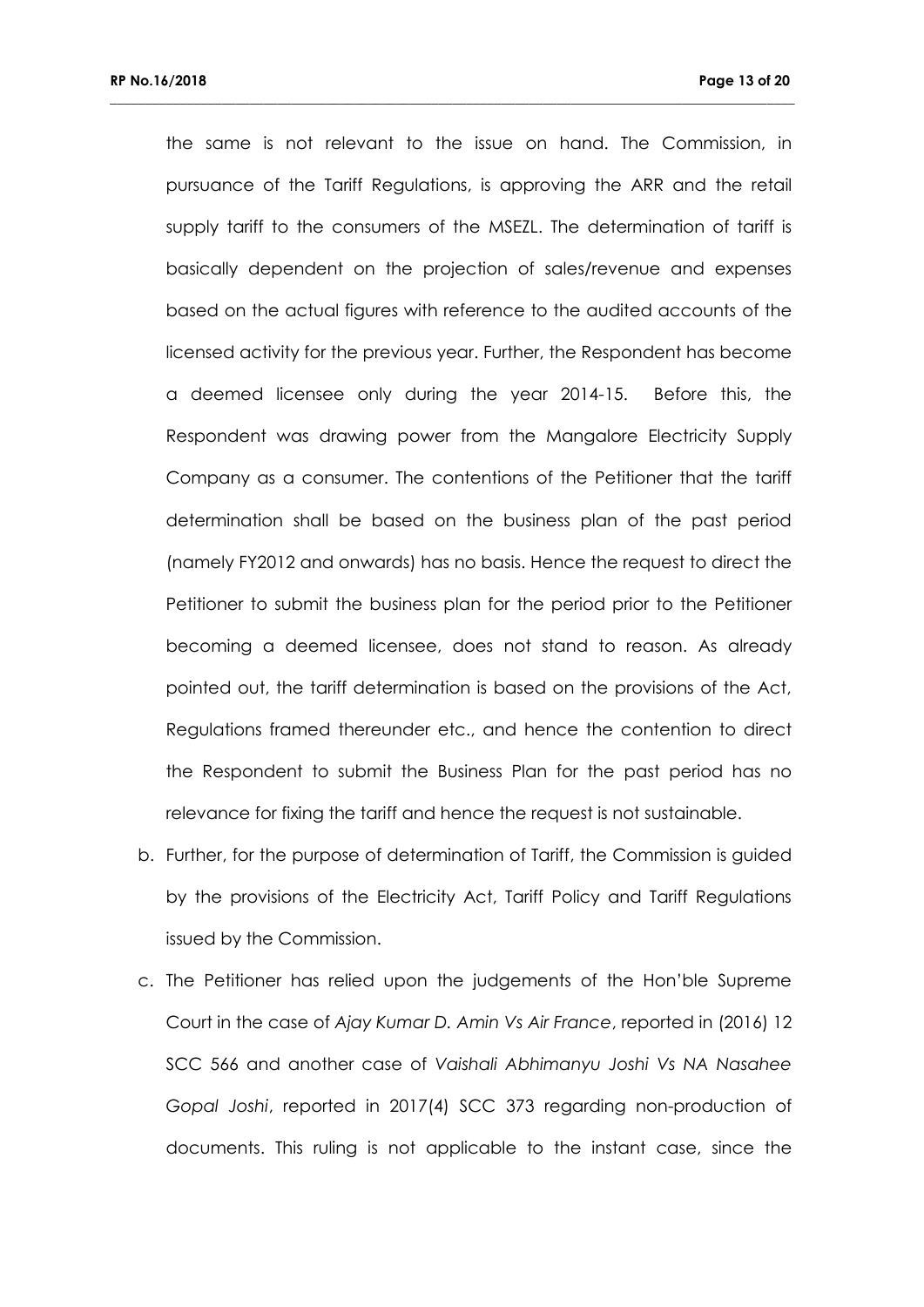the same is not relevant to the issue on hand. The Commission, in pursuance of the Tariff Regulations, is approving the ARR and the retail supply tariff to the consumers of the MSEZL. The determination of tariff is basically dependent on the projection of sales/revenue and expenses based on the actual figures with reference to the audited accounts of the licensed activity for the previous year. Further, the Respondent has become a deemed licensee only during the year 2014-15. Before this, the Respondent was drawing power from the Mangalore Electricity Supply Company as a consumer. The contentions of the Petitioner that the tariff determination shall be based on the business plan of the past period (namely FY2012 and onwards) has no basis. Hence the request to direct the Petitioner to submit the business plan for the period prior to the Petitioner becoming a deemed licensee, does not stand to reason. As already pointed out, the tariff determination is based on the provisions of the Act, Regulations framed thereunder etc., and hence the contention to direct the Respondent to submit the Business Plan for the past period has no relevance for fixing the tariff and hence the request is not sustainable.

b. Further, for the purpose of determination of Tariff, the Commission is guided by the provisions of the Electricity Act, Tariff Policy and Tariff Regulations issued by the Commission.

c. The Petitioner has relied upon the judgements of the Hon'ble Supreme Court in the case of *Ajay Kumar D. Amin Vs Air France*, reported in (2016) 12 SCC 566 and another case of *Vaishali Abhimanyu Joshi Vs NA Nasahee Gopal Joshi*, reported in 2017(4) SCC 373 regarding non-production of documents. This ruling is not applicable to the instant case, since the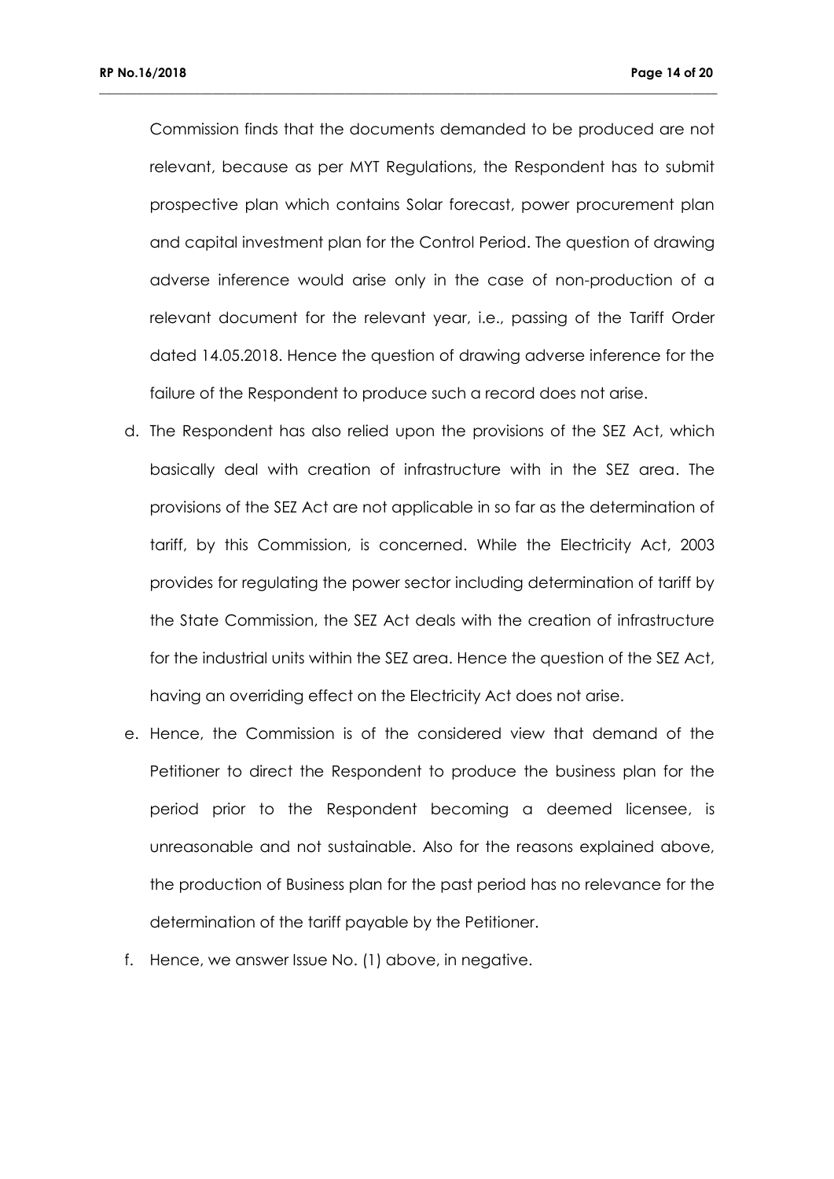Commission finds that the documents demanded to be produced are not relevant, because as per MYT Regulations, the Respondent has to submit prospective plan which contains Solar forecast, power procurement plan and capital investment plan for the Control Period. The question of drawing adverse inference would arise only in the case of non-production of a relevant document for the relevant year, i.e., passing of the Tariff Order dated 14.05.2018. Hence the question of drawing adverse inference for the failure of the Respondent to produce such a record does not arise.

d. The Respondent has also relied upon the provisions of the SEZ Act, which basically deal with creation of infrastructure with in the SEZ area. The provisions of the SEZ Act are not applicable in so far as the determination of tariff, by this Commission, is concerned. While the Electricity Act, 2003 provides for regulating the power sector including determination of tariff by the State Commission, the SEZ Act deals with the creation of infrastructure for the industrial units within the SEZ area. Hence the question of the SEZ Act, having an overriding effect on the Electricity Act does not arise.

e. Hence, the Commission is of the considered view that demand of the Petitioner to direct the Respondent to produce the business plan for the period prior to the Respondent becoming a deemed licensee, is unreasonable and not sustainable. Also for the reasons explained above, the production of Business plan for the past period has no relevance for the determination of the tariff payable by the Petitioner.

f. Hence, we answer Issue No. (1) above, in negative.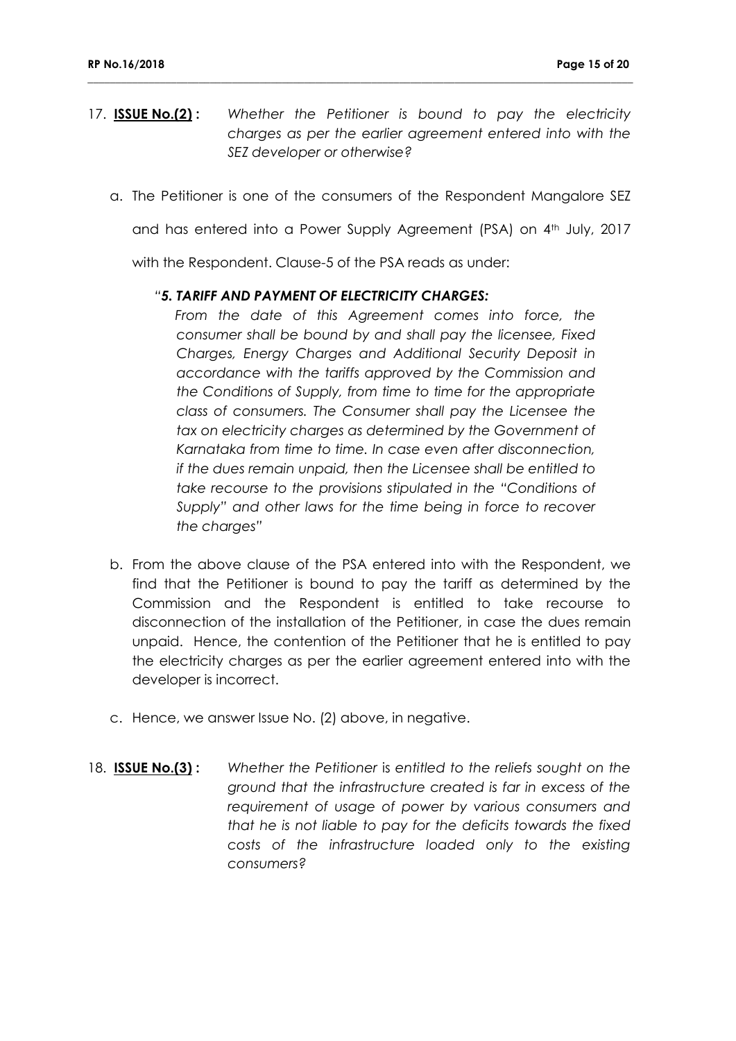17. **<u>ISSUE No.(2)</u> :** *Whether the Petitioner is bound to pay the electricity charges as per the earlier agreement entered into with the SEZ developer or otherwise?*

   a. The Petitioner is one of the consumers of the Respondent Mangalore SEZ and has entered into a Power Supply Agreement (PSA) on 4th July, 2017 with the Respondent. Clause-5 of the PSA reads as under:

      "***5. TARIFF AND PAYMENT OF ELECTRICITY CHARGES:***
      *From the date of this Agreement comes into force, the consumer shall be bound by and shall pay the licensee, Fixed Charges, Energy Charges and Additional Security Deposit in accordance with the tariffs approved by the Commission and the Conditions of Supply, from time to time for the appropriate class of consumers. The Consumer shall pay the Licensee the tax on electricity charges as determined by the Government of Karnataka from time to time. In case even after disconnection, if the dues remain unpaid, then the Licensee shall be entitled to take recourse to the provisions stipulated in the "Conditions of Supply" and other laws for the time being in force to recover the charges"*

   b. From the above clause of the PSA entered into with the Respondent, we find that the Petitioner is bound to pay the tariff as determined by the Commission and the Respondent is entitled to take recourse to disconnection of the installation of the Petitioner, in case the dues remain unpaid. Hence, the contention of the Petitioner that he is entitled to pay the electricity charges as per the earlier agreement entered into with the developer is incorrect.

   c. Hence, we answer Issue No. (2) above, in negative.

18. **<u>ISSUE No.(3)</u> :** *Whether the Petitioner is entitled to the reliefs sought on the ground that the infrastructure created is far in excess of the requirement of usage of power by various consumers and that he is not liable to pay for the deficits towards the fixed costs of the infrastructure loaded only to the existing consumers?*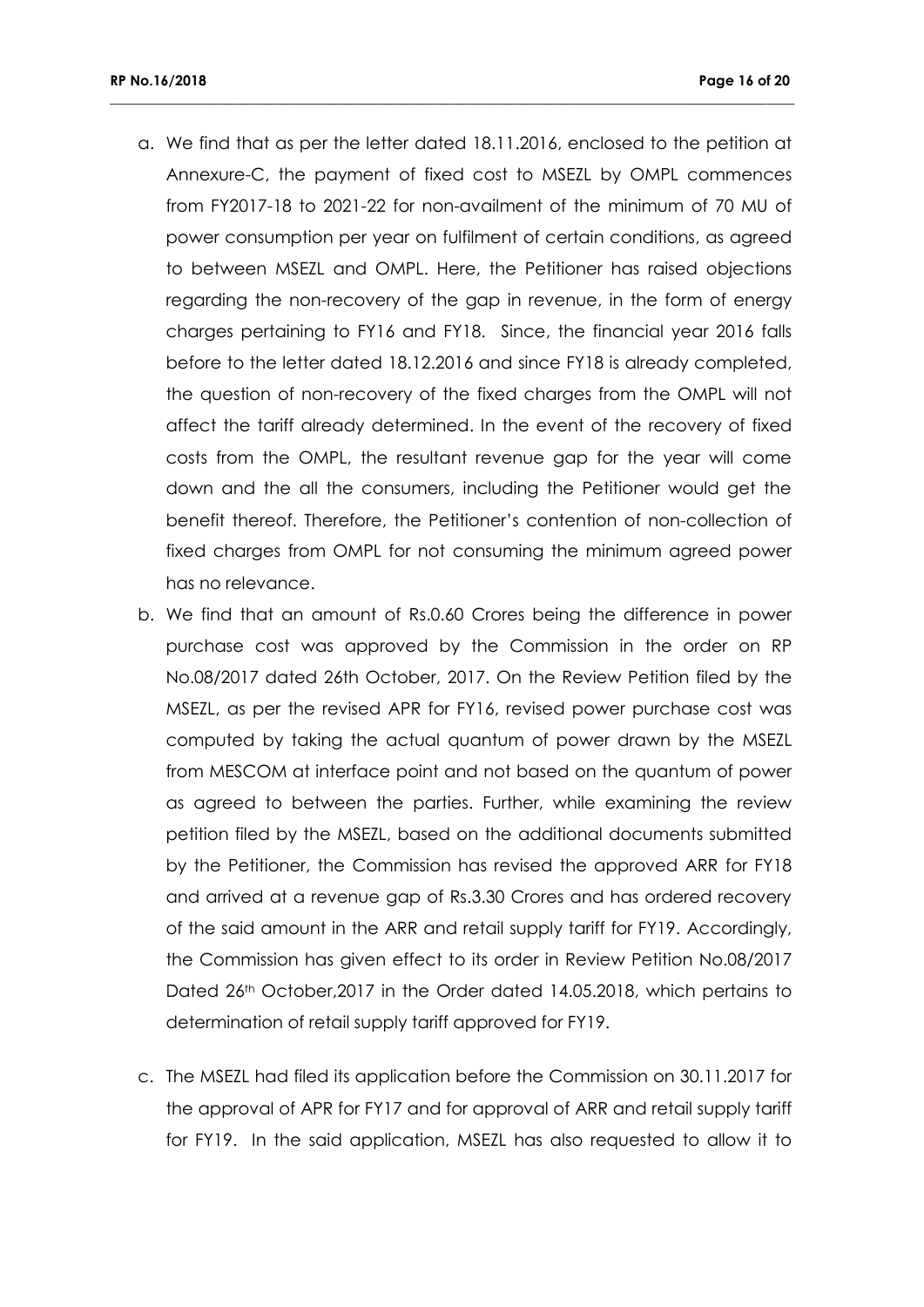a. We find that as per the letter dated 18.11.2016, enclosed to the petition at Annexure-C, the payment of fixed cost to MSEZL by OMPL commences from FY2017-18 to 2021-22 for non-availment of the minimum of 70 MU of power consumption per year on fulfilment of certain conditions, as agreed to between MSEZL and OMPL. Here, the Petitioner has raised objections regarding the non-recovery of the gap in revenue, in the form of energy charges pertaining to FY16 and FY18. Since, the financial year 2016 falls before to the letter dated 18.12.2016 and since FY18 is already completed, the question of non-recovery of the fixed charges from the OMPL will not affect the tariff already determined. In the event of the recovery of fixed costs from the OMPL, the resultant revenue gap for the year will come down and the all the consumers, including the Petitioner would get the benefit thereof. Therefore, the Petitioner's contention of non-collection of fixed charges from OMPL for not consuming the minimum agreed power has no relevance.

b. We find that an amount of Rs.0.60 Crores being the difference in power purchase cost was approved by the Commission in the order on RP No.08/2017 dated 26th October, 2017. On the Review Petition filed by the MSEZL, as per the revised APR for FY16, revised power purchase cost was computed by taking the actual quantum of power drawn by the MSEZL from MESCOM at interface point and not based on the quantum of power as agreed to between the parties. Further, while examining the review petition filed by the MSEZL, based on the additional documents submitted by the Petitioner, the Commission has revised the approved ARR for FY18 and arrived at a revenue gap of Rs.3.30 Crores and has ordered recovery of the said amount in the ARR and retail supply tariff for FY19. Accordingly, the Commission has given effect to its order in Review Petition No.08/2017 Dated 26th October,2017 in the Order dated 14.05.2018, which pertains to determination of retail supply tariff approved for FY19.

c. The MSEZL had filed its application before the Commission on 30.11.2017 for the approval of APR for FY17 and for approval of ARR and retail supply tariff for FY19. In the said application, MSEZL has also requested to allow it to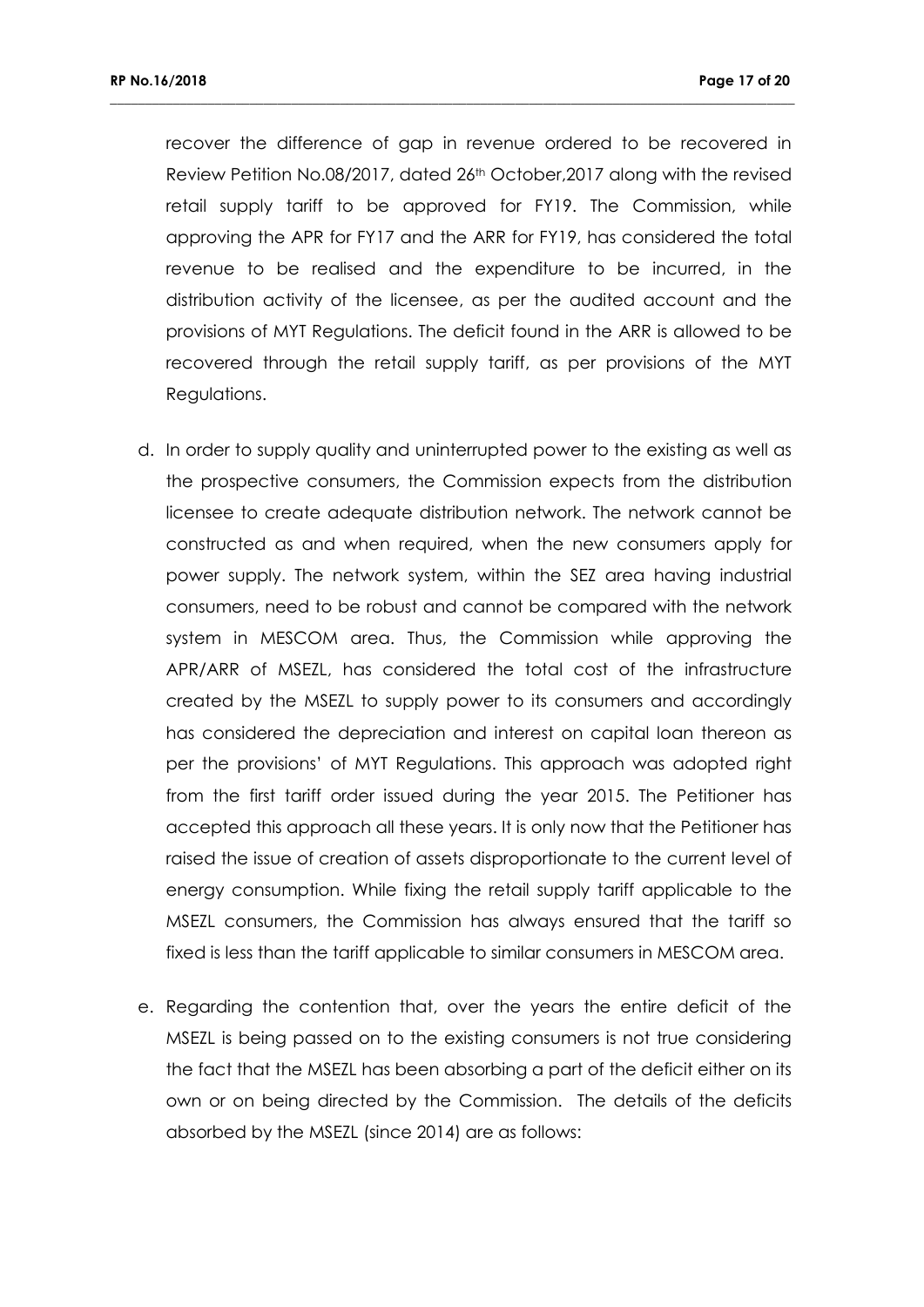recover the difference of gap in revenue ordered to be recovered in Review Petition No.08/2017, dated 26th October,2017 along with the revised retail supply tariff to be approved for FY19. The Commission, while approving the APR for FY17 and the ARR for FY19, has considered the total revenue to be realised and the expenditure to be incurred, in the distribution activity of the licensee, as per the audited account and the provisions of MYT Regulations. The deficit found in the ARR is allowed to be recovered through the retail supply tariff, as per provisions of the MYT Regulations.

d. In order to supply quality and uninterrupted power to the existing as well as the prospective consumers, the Commission expects from the distribution licensee to create adequate distribution network. The network cannot be constructed as and when required, when the new consumers apply for power supply. The network system, within the SEZ area having industrial consumers, need to be robust and cannot be compared with the network system in MESCOM area. Thus, the Commission while approving the APR/ARR of MSEZL, has considered the total cost of the infrastructure created by the MSEZL to supply power to its consumers and accordingly has considered the depreciation and interest on capital loan thereon as per the provisions' of MYT Regulations. This approach was adopted right from the first tariff order issued during the year 2015. The Petitioner has accepted this approach all these years. It is only now that the Petitioner has raised the issue of creation of assets disproportionate to the current level of energy consumption. While fixing the retail supply tariff applicable to the MSEZL consumers, the Commission has always ensured that the tariff so fixed is less than the tariff applicable to similar consumers in MESCOM area.

e. Regarding the contention that, over the years the entire deficit of the MSEZL is being passed on to the existing consumers is not true considering the fact that the MSEZL has been absorbing a part of the deficit either on its own or on being directed by the Commission. The details of the deficits absorbed by the MSEZL (since 2014) are as follows: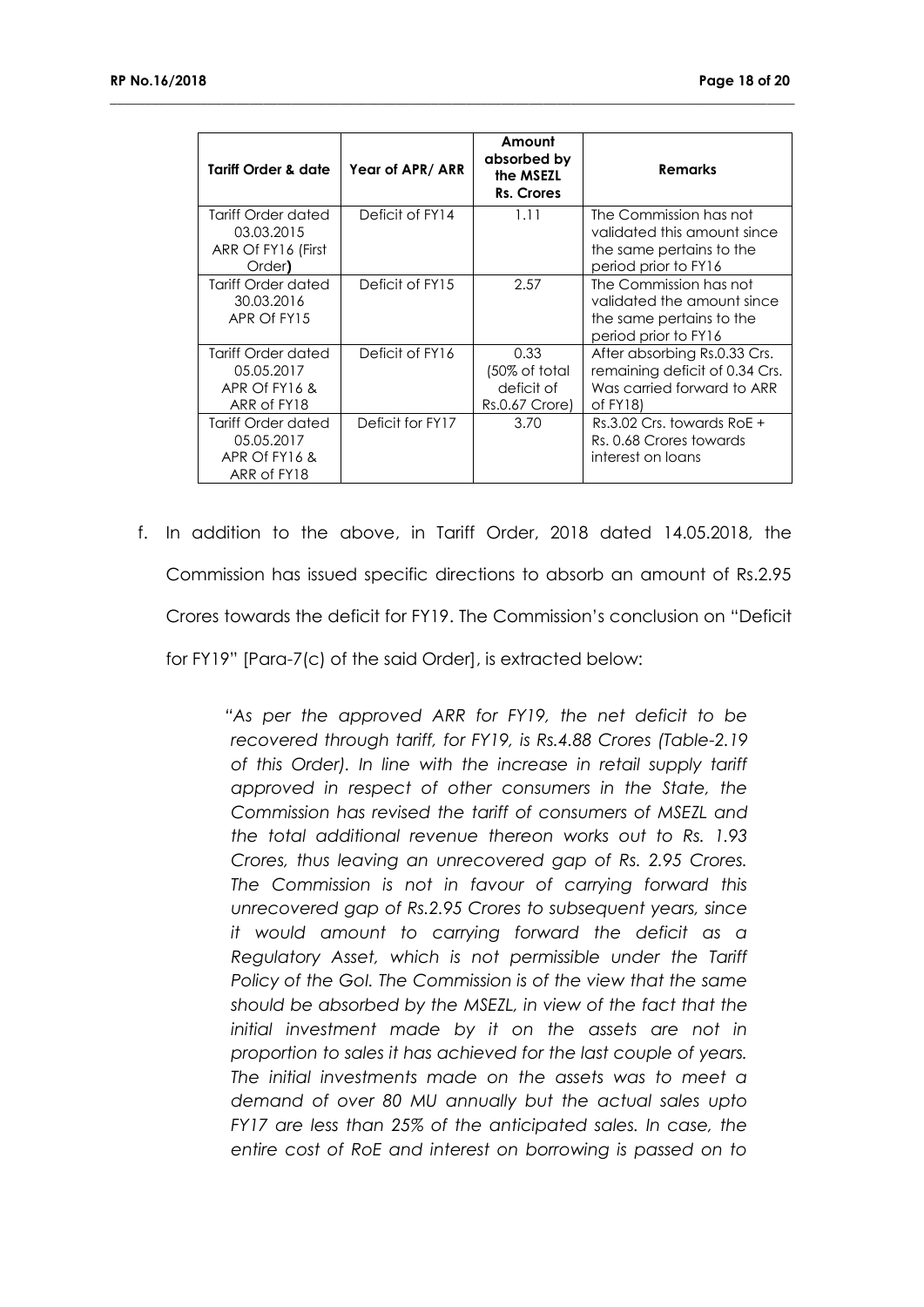| Tariff Order & date | Year of APR/ ARR | Amount absorbed by the MSEZL Rs. Crores | Remarks |
|---|---|---|---|
| Tariff Order dated 03.03.2015 ARR Of FY16 (First Order**)** | Deficit of FY14 | 1.11 | The Commission has not validated this amount since the same pertains to the period prior to FY16 |
| Tariff Order dated 30.03.2016 APR Of FY15 | Deficit of FY15 | 2.57 | The Commission has not validated the amount since the same pertains to the period prior to FY16 |
| Tariff Order dated 05.05.2017 APR Of FY16 & ARR of FY18 | Deficit of FY16 | 0.33 (50% of total deficit of Rs.0.67 Crore) | After absorbing Rs.0.33 Crs. remaining deficit of 0.34 Crs. Was carried forward to ARR of FY18) |
| Tariff Order dated 05.05.2017 APR Of FY16 & ARR of FY18 | Deficit for FY17 | 3.70 | Rs.3.02 Crs. towards RoE + Rs. 0.68 Crores towards interest on loans |

f. In addition to the above, in Tariff Order, 2018 dated 14.05.2018, the Commission has issued specific directions to absorb an amount of Rs.2.95 Crores towards the deficit for FY19. The Commission's conclusion on "Deficit for FY19" [Para-7(c) of the said Order], is extracted below:

> *"As per the approved ARR for FY19, the net deficit to be recovered through tariff, for FY19, is Rs.4.88 Crores (Table-2.19 of this Order). In line with the increase in retail supply tariff approved in respect of other consumers in the State, the Commission has revised the tariff of consumers of MSEZL and the total additional revenue thereon works out to Rs. 1.93 Crores, thus leaving an unrecovered gap of Rs. 2.95 Crores. The Commission is not in favour of carrying forward this unrecovered gap of Rs.2.95 Crores to subsequent years, since it would amount to carrying forward the deficit as a Regulatory Asset, which is not permissible under the Tariff Policy of the GoI. The Commission is of the view that the same should be absorbed by the MSEZL, in view of the fact that the initial investment made by it on the assets are not in proportion to sales it has achieved for the last couple of years. The initial investments made on the assets was to meet a demand of over 80 MU annually but the actual sales upto FY17 are less than 25% of the anticipated sales. In case, the entire cost of RoE and interest on borrowing is passed on to*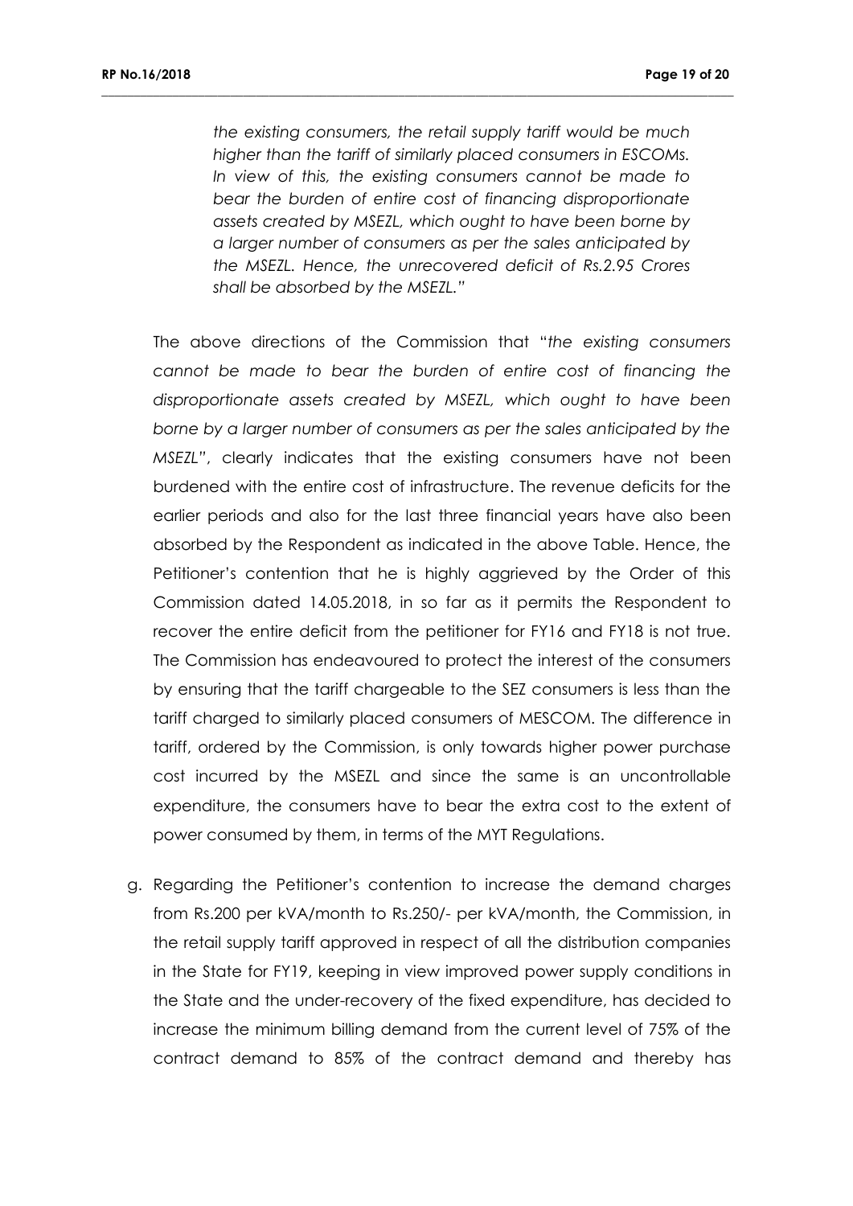*the existing consumers, the retail supply tariff would be much higher than the tariff of similarly placed consumers in ESCOMs. In view of this, the existing consumers cannot be made to bear the burden of entire cost of financing disproportionate assets created by MSEZL, which ought to have been borne by a larger number of consumers as per the sales anticipated by the MSEZL. Hence, the unrecovered deficit of Rs.2.95 Crores shall be absorbed by the MSEZL."*

The above directions of the Commission that "*the existing consumers cannot be made to bear the burden of entire cost of financing the disproportionate assets created by MSEZL, which ought to have been borne by a larger number of consumers as per the sales anticipated by the MSEZL*", clearly indicates that the existing consumers have not been burdened with the entire cost of infrastructure. The revenue deficits for the earlier periods and also for the last three financial years have also been absorbed by the Respondent as indicated in the above Table. Hence, the Petitioner's contention that he is highly aggrieved by the Order of this Commission dated 14.05.2018, in so far as it permits the Respondent to recover the entire deficit from the petitioner for FY16 and FY18 is not true. The Commission has endeavoured to protect the interest of the consumers by ensuring that the tariff chargeable to the SEZ consumers is less than the tariff charged to similarly placed consumers of MESCOM. The difference in tariff, ordered by the Commission, is only towards higher power purchase cost incurred by the MSEZL and since the same is an uncontrollable expenditure, the consumers have to bear the extra cost to the extent of power consumed by them, in terms of the MYT Regulations.

g. Regarding the Petitioner's contention to increase the demand charges from Rs.200 per kVA/month to Rs.250/- per kVA/month, the Commission, in the retail supply tariff approved in respect of all the distribution companies in the State for FY19, keeping in view improved power supply conditions in the State and the under-recovery of the fixed expenditure, has decided to increase the minimum billing demand from the current level of 75% of the contract demand to 85% of the contract demand and thereby has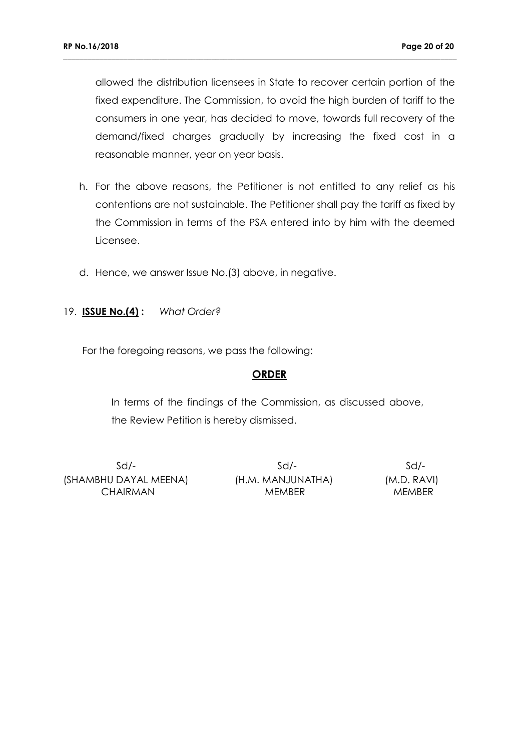allowed the distribution licensees in State to recover certain portion of the fixed expenditure. The Commission, to avoid the high burden of tariff to the consumers in one year, has decided to move, towards full recovery of the demand/fixed charges gradually by increasing the fixed cost in a reasonable manner, year on year basis.

h. For the above reasons, the Petitioner is not entitled to any relief as his contentions are not sustainable. The Petitioner shall pay the tariff as fixed by the Commission in terms of the PSA entered into by him with the deemed Licensee.

d. Hence, we answer Issue No.(3) above, in negative.

19. **ISSUE No.(4) :** *What Order?*

For the foregoing reasons, we pass the following:

**ORDER**

In terms of the findings of the Commission, as discussed above, the Review Petition is hereby dismissed.

| | | |
|---|---|---|
| Sd/- | Sd/- | Sd/- |
| (SHAMBHU DAYAL MEENA) | (H.M. MANJUNATHA) | (M.D. RAVI) |
| CHAIRMAN | MEMBER | MEMBER |